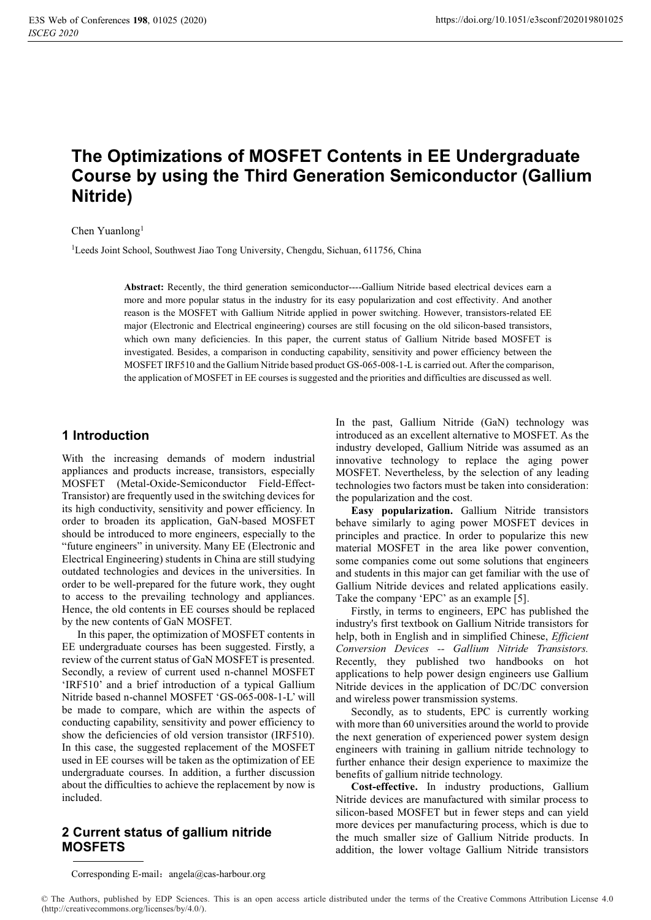# The Optimizations of MOSFET Contents in EE Undergraduate Course by using the Third Generation Semiconductor (Gallium Nitride)

Chen Yuanlong[1]

[1]Leeds Joint School, Southwest Jiao Tong University, Chengdu, Sichuan, 611756, China

**Abstract:** Recently, the third generation semiconductor----Gallium Nitride based electrical devices earn a more and more popular status in the industry for its easy popularization and cost effectivity. And another reason is the MOSFET with Gallium Nitride applied in power switching. However, transistors-related EE major (Electronic and Electrical engineering) courses are still focusing on the old silicon-based transistors, which own many deficiencies. In this paper, the current status of Gallium Nitride based MOSFET is investigated. Besides, a comparison in conducting capability, sensitivity and power efficiency between the MOSFET IRF510 and the Gallium Nitride based product GS-065-008-1-L is carried out. After the comparison, the application of MOSFET in EE courses is suggested and the priorities and difficulties are discussed as well.

## 1 Introduction

With the increasing demands of modern industrial appliances and products increase, transistors, especially MOSFET (Metal-Oxide-Semiconductor Field-Effect-Transistor) are frequently used in the switching devices for its high conductivity, sensitivity and power efficiency. In order to broaden its application, GaN-based MOSFET should be introduced to more engineers, especially to the "future engineers" in university. Many EE (Electronic and Electrical Engineering) students in China are still studying outdated technologies and devices in the universities. In order to be well-prepared for the future work, they ought to access to the prevailing technology and appliances. Hence, the old contents in EE courses should be replaced by the new contents of GaN MOSFET.

In this paper, the optimization of MOSFET contents in EE undergraduate courses has been suggested. Firstly, a review of the current status of GaN MOSFET is presented. Secondly, a review of current used n-channel MOSFET 'IRF510' and a brief introduction of a typical Gallium Nitride based n-channel MOSFET 'GS-065-008-1-L' will be made to compare, which are within the aspects of conducting capability, sensitivity and power efficiency to show the deficiencies of old version transistor (IRF510). In this case, the suggested replacement of the MOSFET used in EE courses will be taken as the optimization of EE undergraduate courses. In addition, a further discussion about the difficulties to achieve the replacement by now is included.

## 2 Current status of gallium nitride MOSFETS

In the past, Gallium Nitride (GaN) technology was introduced as an excellent alternative to MOSFET. As the industry developed, Gallium Nitride was assumed as an innovative technology to replace the aging power MOSFET. Nevertheless, by the selection of any leading technologies two factors must be taken into consideration: the popularization and the cost.

**Easy popularization.** Gallium Nitride transistors behave similarly to aging power MOSFET devices in principles and practice. In order to popularize this new material MOSFET in the area like power convention, some companies come out some solutions that engineers and students in this major can get familiar with the use of Gallium Nitride devices and related applications easily. Take the company 'EPC' as an example [5].

Firstly, in terms to engineers, EPC has published the industry's first textbook on Gallium Nitride transistors for help, both in English and in simplified Chinese, *Efficient Conversion Devices -- Gallium Nitride Transistors.* Recently, they published two handbooks on hot applications to help power design engineers use Gallium Nitride devices in the application of DC/DC conversion and wireless power transmission systems.

Secondly, as to students, EPC is currently working with more than 60 universities around the world to provide the next generation of experienced power system design engineers with training in gallium nitride technology to further enhance their design experience to maximize the benefits of gallium nitride technology.

**Cost-effective.** In industry productions, Gallium Nitride devices are manufactured with similar process to silicon-based MOSFET but in fewer steps and can yield more devices per manufacturing process, which is due to the much smaller size of Gallium Nitride products. In addition, the lower voltage Gallium Nitride transistors

Corresponding E-mail：angela@cas-harbour.org

© The Authors, published by EDP Sciences. This is an open access article distributed under the terms of the Creative Commons Attribution License 4.0 (http://creativecommons.org/licenses/by/4.0/).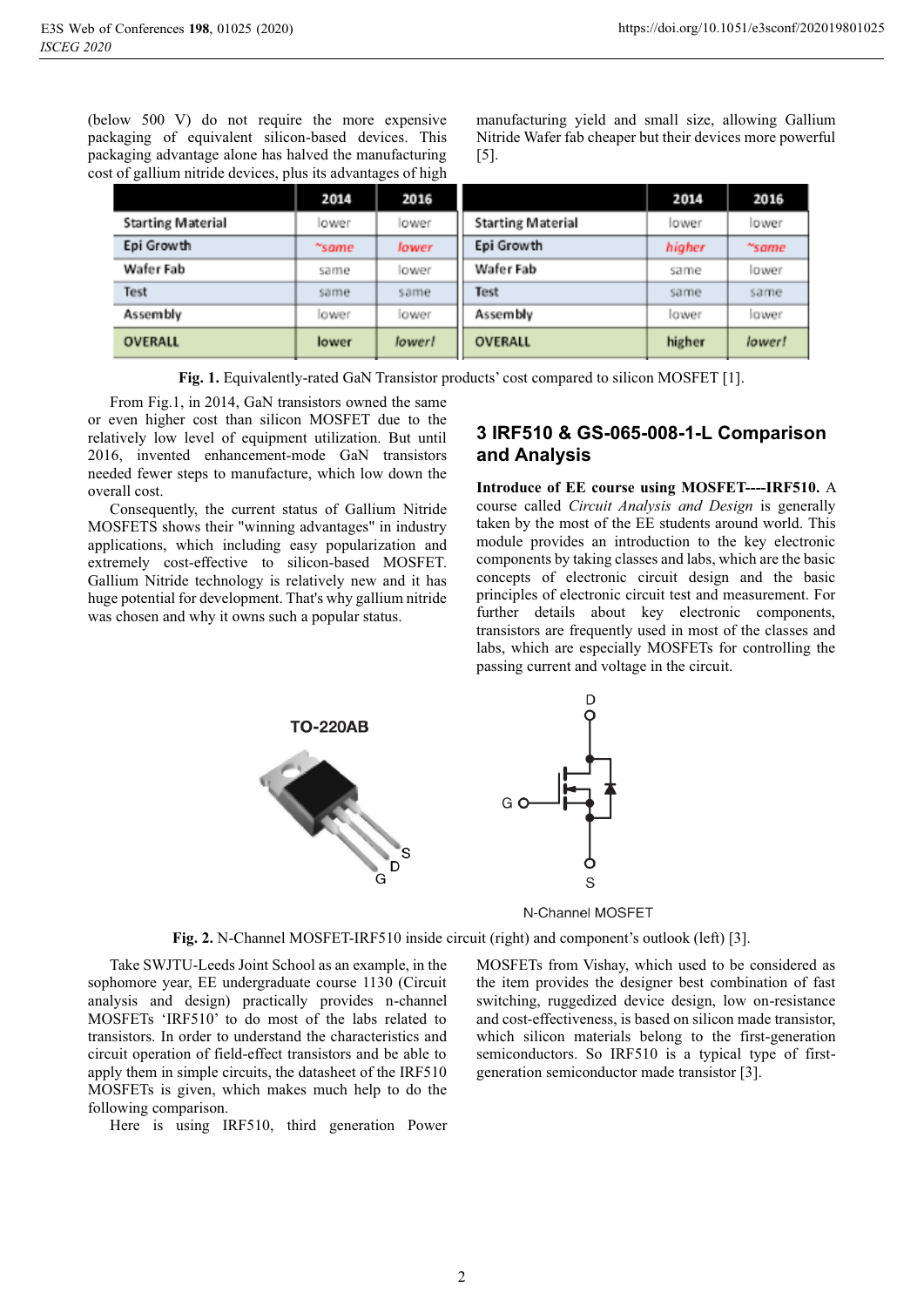(below 500 V) do not require the more expensive packaging of equivalent silicon-based devices. This packaging advantage alone has halved the manufacturing cost of gallium nitride devices, plus its advantages of high manufacturing yield and small size, allowing Gallium Nitride Wafer fab cheaper but their devices more powerful [5].

| | 2014 | 2016 |
|---|---|---|
| Starting Material | lower | lower |
| Epi Growth | ~same | lower |
| Wafer Fab | same | lower |
| Test | same | same |
| Assembly | lower | lower |
| OVERALL | lower | lower! |

| | 2014 | 2016 |
|---|---|---|
| Starting Material | lower | lower |
| Epi Growth | higher | ~same |
| Wafer Fab | same | lower |
| Test | same | same |
| Assembly | lower | lower |
| OVERALL | higher | lower! |

**Fig. 1.** Equivalently-rated GaN Transistor products' cost compared to silicon MOSFET [1].

From Fig.1, in 2014, GaN transistors owned the same or even higher cost than silicon MOSFET due to the relatively low level of equipment utilization. But until 2016, invented enhancement-mode GaN transistors needed fewer steps to manufacture, which low down the overall cost.

Consequently, the current status of Gallium Nitride MOSFETS shows their "winning advantages" in industry applications, which including easy popularization and extremely cost-effective to silicon-based MOSFET. Gallium Nitride technology is relatively new and it has huge potential for development. That's why gallium nitride was chosen and why it owns such a popular status.

## 3 IRF510 & GS-065-008-1-L Comparison and Analysis

**Introduce of EE course using MOSFET----IRF510.** A course called *Circuit Analysis and Design* is generally taken by the most of the EE students around world. This module provides an introduction to the key electronic components by taking classes and labs, which are the basic concepts of electronic circuit design and the basic principles of electronic circuit test and measurement. For further details about key electronic components, transistors are frequently used in most of the classes and labs, which are especially MOSFETs for controlling the passing current and voltage in the circuit.

**Fig. 2.** N-Channel MOSFET-IRF510 inside circuit (right) and component's outlook (left) [3].

Take SWJTU-Leeds Joint School as an example, in the sophomore year, EE undergraduate course 1130 (Circuit analysis and design) practically provides n-channel MOSFETs 'IRF510' to do most of the labs related to transistors. In order to understand the characteristics and circuit operation of field-effect transistors and be able to apply them in simple circuits, the datasheet of the IRF510 MOSFETs is given, which makes much help to do the following comparison.

Here is using IRF510, third generation Power MOSFETs from Vishay, which used to be considered as the item provides the designer best combination of fast switching, ruggedized device design, low on-resistance and cost-effectiveness, is based on silicon made transistor, which silicon materials belong to the first-generation semiconductors. So IRF510 is a typical type of first-generation semiconductor made transistor [3].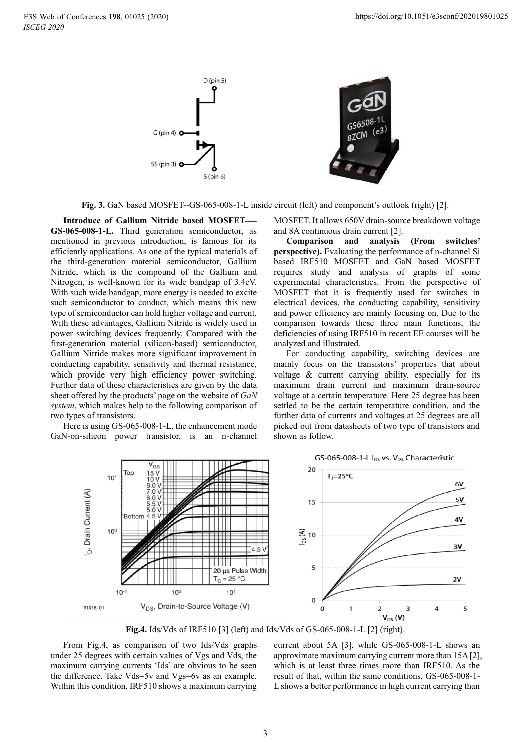**Fig. 3.** GaN based MOSFET--GS-065-008-1-L inside circuit (left) and component's outlook (right) [2].

**Introduce of Gallium Nitride based MOSFET----GS-065-008-1-L.** Third generation semiconductor, as mentioned in previous introduction, is famous for its efficiently applications. As one of the typical materials of the third-generation material semiconductor, Gallium Nitride, which is the compound of the Gallium and Nitrogen, is well-known for its wide bandgap of 3.4eV. With such wide bandgap, more energy is needed to excite such semiconductor to conduct, which means this new type of semiconductor can hold higher voltage and current. With these advantages, Gallium Nitride is widely used in power switching devices frequently. Compared with the first-generation material (silicon-based) semiconductor, Gallium Nitride makes more significant improvement in conducting capability, sensitivity and thermal resistance, which provide very high efficiency power switching. Further data of these characteristics are given by the data sheet offered by the products' page on the website of *GaN system*, which makes help to the following comparison of two types of transistors.

Here is using GS-065-008-1-L, the enhancement mode GaN-on-silicon power transistor, is an n-channel MOSFET. It allows 650V drain-source breakdown voltage and 8A continuous drain current [2].

**Comparison and analysis (From switches' perspective).** Evaluating the performance of n-channel Si based IRF510 MOSFET and GaN based MOSFET requires study and analysis of graphs of some experimental characteristics. From the perspective of MOSFET that it is frequently used for switches in electrical devices, the conducting capability, sensitivity and power efficiency are mainly focusing on. Due to the comparison towards these three main functions, the deficiencies of using IRF510 in recent EE courses will be analyzed and illustrated.

For conducting capability, switching devices are mainly focus on the transistors' properties that about voltage & current carrying ability, especially for its maximum drain current and maximum drain-source voltage at a certain temperature. Here 25 degree has been settled to be the certain temperature condition, and the further data of currents and voltages at 25 degrees are all picked out from datasheets of two type of transistors and shown as follow.

**Fig.4.** Ids/Vds of IRF510 [3] (left) and Ids/Vds of GS-065-008-1-L [2] (right).

From Fig.4, as comparison of two Ids/Vds graphs under 25 degrees with certain values of Vgs and Vds, the maximum carrying currents 'Ids' are obvious to be seen the difference. Take Vds=5v and Vgs=6v as an example. Within this condition, IRF510 shows a maximum carrying current about 5A [3], while GS-065-008-1-L shows an approximate maximum carrying current more than 15A [2], which is at least three times more than IRF510. As the result of that, within the same conditions, GS-065-008-1-L shows a better performance in high current carrying than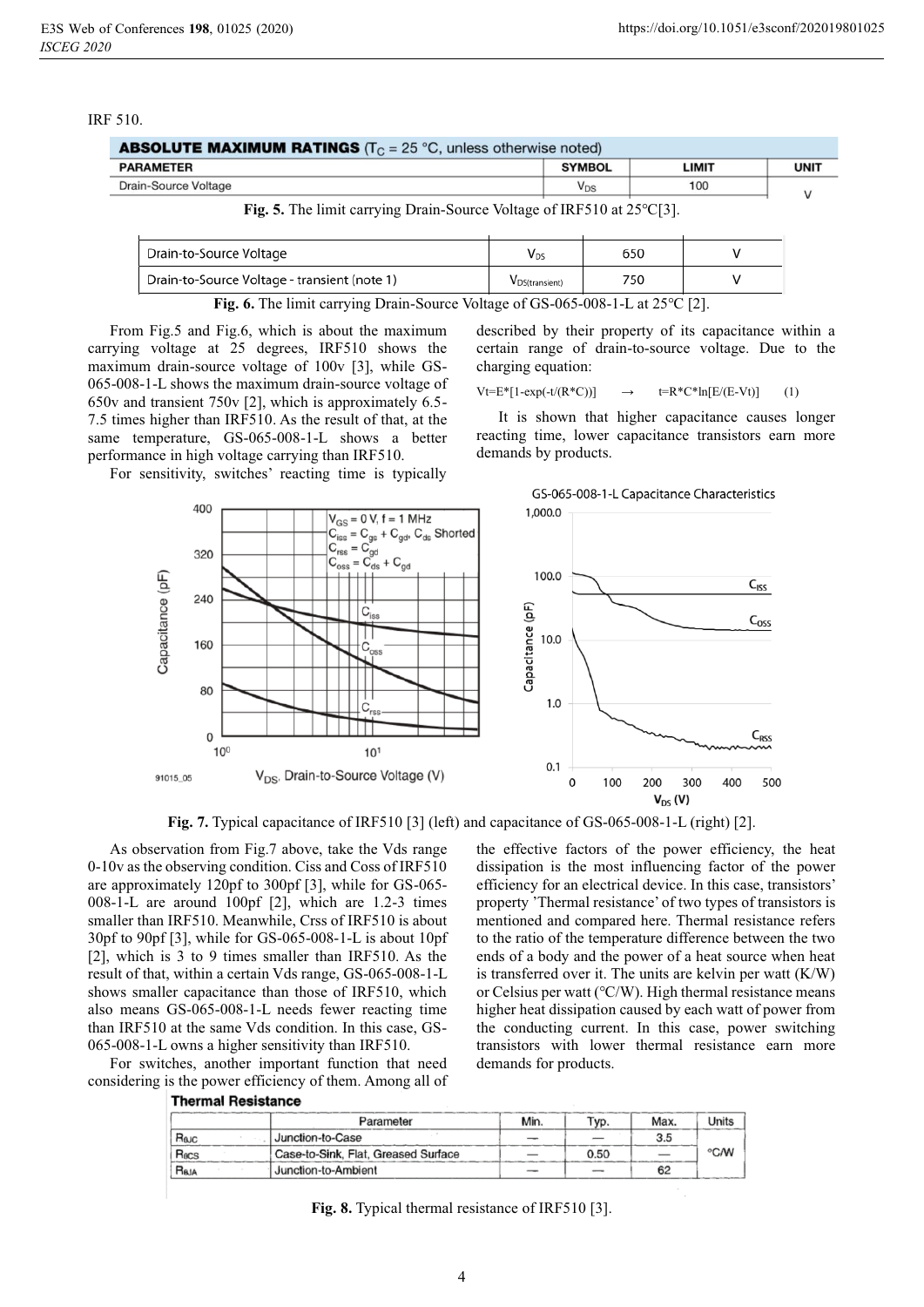IRF 510.

| ABSOLUTE MAXIMUM RATINGS ($T_C$ = 25 °C, unless otherwise noted) | | | |
|---|---|---|---|
| PARAMETER | SYMBOL | LIMIT | UNIT |
| Drain-Source Voltage | $V_{DS}$ | 100 | V |

**Fig. 5.** The limit carrying Drain-Source Voltage of IRF510 at 25℃[3].

| Drain-to-Source Voltage | $V_{DS}$ | 650 | V |
|---|---|---|---|
| Drain-to-Source Voltage - transient (note 1) | $V_{DS(transient)}$ | 750 | V |

**Fig. 6.** The limit carrying Drain-Source Voltage of GS-065-008-1-L at 25℃ [2].

From Fig.5 and Fig.6, which is about the maximum carrying voltage at 25 degrees, IRF510 shows the maximum drain-source voltage of 100v [3], while GS-065-008-1-L shows the maximum drain-source voltage of 650v and transient 750v [2], which is approximately 6.5-7.5 times higher than IRF510. As the result of that, at the same temperature, GS-065-008-1-L shows a better performance in high voltage carrying than IRF510.

For sensitivity, switches' reacting time is typically described by their property of its capacitance within a certain range of drain-to-source voltage. Due to the charging equation:

$$V_t=E*[1-\exp(-t/(R*C))] \quad \rightarrow \quad t=R*C*\ln[E/(E-V_t)] \qquad (1)$$

It is shown that higher capacitance causes longer reacting time, lower capacitance transistors earn more demands by products.

**Fig. 7.** Typical capacitance of IRF510 [3] (left) and capacitance of GS-065-008-1-L (right) [2].

As observation from Fig.7 above, take the Vds range 0-10v as the observing condition. Ciss and Coss of IRF510 are approximately 120pf to 300pf [3], while for GS-065-008-1-L are around 100pf [2], which are 1.2-3 times smaller than IRF510. Meanwhile, Crss of IRF510 is about 30pf to 90pf [3], while for GS-065-008-1-L is about 10pf [2], which is 3 to 9 times smaller than IRF510. As the result of that, within a certain Vds range, GS-065-008-1-L shows smaller capacitance than those of IRF510, which also means GS-065-008-1-L needs fewer reacting time than IRF510 at the same Vds condition. In this case, GS-065-008-1-L owns a higher sensitivity than IRF510.

For switches, another important function that need considering is the power efficiency of them. Among all of the effective factors of the power efficiency, the heat dissipation is the most influencing factor of the power efficiency for an electrical device. In this case, transistors' property 'Thermal resistance' of two types of transistors is mentioned and compared here. Thermal resistance refers to the ratio of the temperature difference between the two ends of a body and the power of a heat source when heat is transferred over it. The units are kelvin per watt (K/W) or Celsius per watt (°C/W). High thermal resistance means higher heat dissipation caused by each watt of power from the conducting current. In this case, power switching transistors with lower thermal resistance earn more demands for products.

**Thermal Resistance**

| | Parameter | Min. | Typ. | Max. | Units |
|---|---|---|---|---|---|
| $R_{\theta JC}$ | Junction-to-Case | — | — | 3.5 | °C/W |
| $R_{\theta CS}$ | Case-to-Sink, Flat, Greased Surface | — | 0.50 | — | |
| $R_{\theta JA}$ | Junction-to-Ambient | — | — | 62 | |

**Fig. 8.** Typical thermal resistance of IRF510 [3].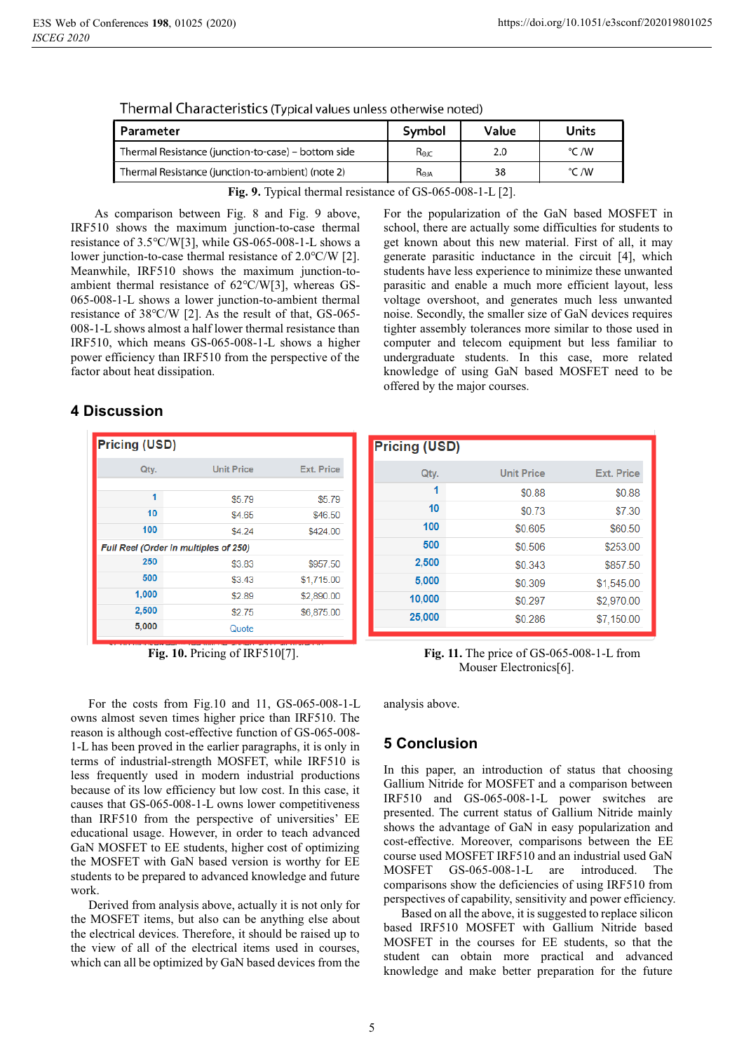Thermal Characteristics (Typical values unless otherwise noted)

| Parameter | Symbol | Value | Units |
|---|---|---|---|
| Thermal Resistance (junction-to-case) – bottom side | $R_{\Theta JC}$ | 2.0 | °C /W |
| Thermal Resistance (junction-to-ambient) (note 2) | $R_{\Theta JA}$ | 38 | °C /W |

**Fig. 9.** Typical thermal resistance of GS-065-008-1-L [2].

As comparison between Fig. 8 and Fig. 9 above, IRF510 shows the maximum junction-to-case thermal resistance of 3.5°C/W[3], while GS-065-008-1-L shows a lower junction-to-case thermal resistance of 2.0°C/W [2]. Meanwhile, IRF510 shows the maximum junction-to-ambient thermal resistance of 62°C/W[3], whereas GS-065-008-1-L shows a lower junction-to-ambient thermal resistance of 38°C/W [2]. As the result of that, GS-065-008-1-L shows almost a half lower thermal resistance than IRF510, which means GS-065-008-1-L shows a higher power efficiency than IRF510 from the perspective of the factor about heat dissipation.

For the popularization of the GaN based MOSFET in school, there are actually some difficulties for students to get known about this new material. First of all, it may generate parasitic inductance in the circuit [4], which students have less experience to minimize these unwanted parasitic and enable a much more efficient layout, less voltage overshoot, and generates much less unwanted noise. Secondly, the smaller size of GaN devices requires tighter assembly tolerances more similar to those used in computer and telecom equipment but less familiar to undergraduate students. In this case, more related knowledge of using GaN based MOSFET need to be offered by the major courses.

## 4 Discussion

Pricing (USD)

| Qty. | Unit Price | Ext. Price |
|---|---|---|
| 1 | $5.79 | $5.79 |
| 10 | $4.65 | $46.50 |
| 100 | $4.24 | $424.00 |
| *Full Reel (Order in multiples of 250)* | | |
| 250 | $3.83 | $957.50 |
| 500 | $3.43 | $1,715.00 |
| 1,000 | $2.89 | $2,890.00 |
| 2,500 | $2.75 | $6,875.00 |
| 5,000 | Quote | |

**Fig. 10.** Pricing of IRF510[7].

Pricing (USD)

| Qty. | Unit Price | Ext. Price |
|---|---|---|
| 1 | $0.88 | $0.88 |
| 10 | $0.73 | $7.30 |
| 100 | $0.605 | $60.50 |
| 500 | $0.506 | $253.00 |
| 2,500 | $0.343 | $857.50 |
| 5,000 | $0.309 | $1,545.00 |
| 10,000 | $0.297 | $2,970.00 |
| 25,000 | $0.286 | $7,150.00 |

**Fig. 11.** The price of GS-065-008-1-L from Mouser Electronics[6].

For the costs from Fig.10 and 11, GS-065-008-1-L owns almost seven times higher price than IRF510. The reason is although cost-effective function of GS-065-008-1-L has been proved in the earlier paragraphs, it is only in terms of industrial-strength MOSFET, while IRF510 is less frequently used in modern industrial productions because of its low efficiency but low cost. In this case, it causes that GS-065-008-1-L owns lower competitiveness than IRF510 from the perspective of universities' EE educational usage. However, in order to teach advanced GaN MOSFET to EE students, higher cost of optimizing the MOSFET with GaN based version is worthy for EE students to be prepared to advanced knowledge and future work.

Derived from analysis above, actually it is not only for the MOSFET items, but also can be anything else about the electrical devices. Therefore, it should be raised up to the view of all of the electrical items used in courses, which can all be optimized by GaN based devices from the analysis above.

## 5 Conclusion

In this paper, an introduction of status that choosing Gallium Nitride for MOSFET and a comparison between IRF510 and GS-065-008-1-L power switches are presented. The current status of Gallium Nitride mainly shows the advantage of GaN in easy popularization and cost-effective. Moreover, comparisons between the EE course used MOSFET IRF510 and an industrial used GaN MOSFET GS-065-008-1-L are introduced. The comparisons show the deficiencies of using IRF510 from perspectives of capability, sensitivity and power efficiency.

Based on all the above, it is suggested to replace silicon based IRF510 MOSFET with Gallium Nitride based MOSFET in the courses for EE students, so that the student can obtain more practical and advanced knowledge and make better preparation for the future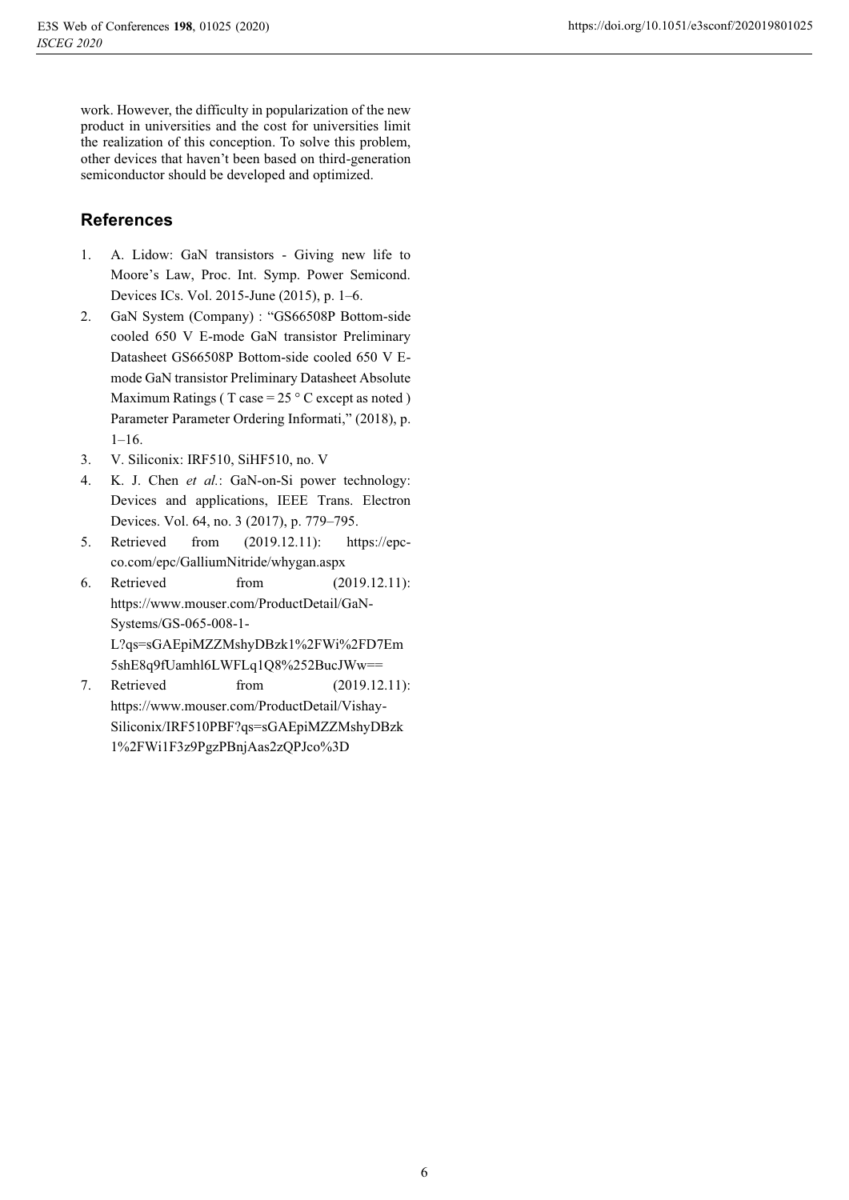work. However, the difficulty in popularization of the new product in universities and the cost for universities limit the realization of this conception. To solve this problem, other devices that haven't been based on third-generation semiconductor should be developed and optimized.

## References

1. A. Lidow: GaN transistors - Giving new life to Moore's Law, Proc. Int. Symp. Power Semicond. Devices ICs. Vol. 2015-June (2015), p. 1–6.
2. GaN System (Company) : "GS66508P Bottom-side cooled 650 V E-mode GaN transistor Preliminary Datasheet GS66508P Bottom-side cooled 650 V E-mode GaN transistor Preliminary Datasheet Absolute Maximum Ratings ( T case = 25 ° C except as noted ) Parameter Parameter Ordering Informati," (2018), p. 1–16.
3. V. Siliconix: IRF510, SiHF510, no. V
4. K. J. Chen *et al.*: GaN-on-Si power technology: Devices and applications, IEEE Trans. Electron Devices. Vol. 64, no. 3 (2017), p. 779–795.
5. Retrieved from (2019.12.11): https://epc-co.com/epc/GalliumNitride/whygan.aspx
6. Retrieved from (2019.12.11): https://www.mouser.com/ProductDetail/GaN-Systems/GS-065-008-1-L?qs=sGAEpiMZZMshyDBzk1%2FWi%2FD7Em5shE8q9fUamhl6LWFLq1Q8%252BucJWw==
7. Retrieved from (2019.12.11): https://www.mouser.com/ProductDetail/Vishay-Siliconix/IRF510PBF?qs=sGAEpiMZZMshyDBzk1%2FWi1F3z9PgzPBnjAas2zQPJco%3D